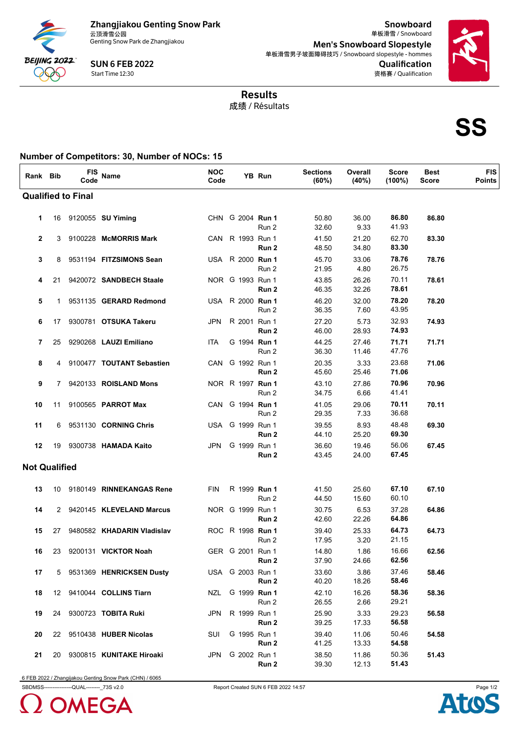**Zhangjiakou Genting Snow Park**
云顶滑雪公园
Genting Snow Park de Zhangjiakou

**SUN 6 FEB 2022**
Start Time 12:30

**Snowboard**
单板滑雪 / Snowboard

**Men's Snowboard Slopestyle**
单板滑雪男子坡面障碍技巧 / Snowboard slopestyle - hommes

**Qualification**
资格赛 / Qualification

# Results
成绩 / Résultats

**SS**

## Number of Competitors: 30, Number of NOCs: 15

| Rank | Bib | FIS Code | Name | NOC Code | | YB | Run | Sections (60%) | Overall (40%) | Score (100%) | Best Score | FIS Points |
|---|---|---|---|---|---|---|---|---|---|---|---|---|
| **Qualified to Final** | | | | | | | | | | | | |
| 1 | 16 | 9120055 | **SU Yiming** | CHN | G | 2004 | **Run 1** | 50.80 | 36.00 | **86.80** | **86.80** | |
| | | | | | | | Run 2 | 32.60 | 9.33 | 41.93 | | |
| 2 | 3 | 9100228 | **McMORRIS Mark** | CAN | R | 1993 | Run 1 | 41.50 | 21.20 | 62.70 | **83.30** | |
| | | | | | | | **Run 2** | 48.50 | 34.80 | **83.30** | | |
| 3 | 8 | 9531194 | **FITZSIMONS Sean** | USA | R | 2000 | **Run 1** | 45.70 | 33.06 | **78.76** | **78.76** | |
| | | | | | | | Run 2 | 21.95 | 4.80 | 26.75 | | |
| 4 | 21 | 9420072 | **SANDBECH Staale** | NOR | G | 1993 | Run 1 | 43.85 | 26.26 | 70.11 | **78.61** | |
| | | | | | | | **Run 2** | 46.35 | 32.26 | **78.61** | | |
| 5 | 1 | 9531135 | **GERARD Redmond** | USA | R | 2000 | **Run 1** | 46.20 | 32.00 | **78.20** | **78.20** | |
| | | | | | | | Run 2 | 36.35 | 7.60 | 43.95 | | |
| 6 | 17 | 9300781 | **OTSUKA Takeru** | JPN | R | 2001 | Run 1 | 27.20 | 5.73 | 32.93 | **74.93** | |
| | | | | | | | **Run 2** | 46.00 | 28.93 | **74.93** | | |
| 7 | 25 | 9290268 | **LAUZI Emiliano** | ITA | G | 1994 | **Run 1** | 44.25 | 27.46 | **71.71** | **71.71** | |
| | | | | | | | Run 2 | 36.30 | 11.46 | 47.76 | | |
| 8 | 4 | 9100477 | **TOUTANT Sebastien** | CAN | G | 1992 | Run 1 | 20.35 | 3.33 | 23.68 | **71.06** | |
| | | | | | | | **Run 2** | 45.60 | 25.46 | **71.06** | | |
| 9 | 7 | 9420133 | **ROISLAND Mons** | NOR | R | 1997 | **Run 1** | 43.10 | 27.86 | **70.96** | **70.96** | |
| | | | | | | | Run 2 | 34.75 | 6.66 | 41.41 | | |
| 10 | 11 | 9100565 | **PARROT Max** | CAN | G | 1994 | **Run 1** | 41.05 | 29.06 | **70.11** | **70.11** | |
| | | | | | | | Run 2 | 29.35 | 7.33 | 36.68 | | |
| 11 | 6 | 9531130 | **CORNING Chris** | USA | G | 1999 | Run 1 | 39.55 | 8.93 | 48.48 | **69.30** | |
| | | | | | | | **Run 2** | 44.10 | 25.20 | **69.30** | | |
| 12 | 19 | 9300738 | **HAMADA Kaito** | JPN | G | 1999 | Run 1 | 36.60 | 19.46 | 56.06 | **67.45** | |
| | | | | | | | **Run 2** | 43.45 | 24.00 | **67.45** | | |
| **Not Qualified** | | | | | | | | | | | | |
| 13 | 10 | 9180149 | **RINNEKANGAS Rene** | FIN | R | 1999 | **Run 1** | 41.50 | 25.60 | **67.10** | **67.10** | |
| | | | | | | | Run 2 | 44.50 | 15.60 | 60.10 | | |
| 14 | 2 | 9420145 | **KLEVELAND Marcus** | NOR | G | 1999 | Run 1 | 30.75 | 6.53 | 37.28 | **64.86** | |
| | | | | | | | **Run 2** | 42.60 | 22.26 | **64.86** | | |
| 15 | 27 | 9480582 | **KHADARIN Vladislav** | ROC | R | 1998 | **Run 1** | 39.40 | 25.33 | **64.73** | **64.73** | |
| | | | | | | | Run 2 | 17.95 | 3.20 | 21.15 | | |
| 16 | 23 | 9200131 | **VICKTOR Noah** | GER | G | 2001 | Run 1 | 14.80 | 1.86 | 16.66 | **62.56** | |
| | | | | | | | **Run 2** | 37.90 | 24.66 | **62.56** | | |
| 17 | 5 | 9531369 | **HENRICKSEN Dusty** | USA | G | 2003 | Run 1 | 33.60 | 3.86 | 37.46 | **58.46** | |
| | | | | | | | **Run 2** | 40.20 | 18.26 | **58.46** | | |
| 18 | 12 | 9410044 | **COLLINS Tiarn** | NZL | G | 1999 | **Run 1** | 42.10 | 16.26 | **58.36** | **58.36** | |
| | | | | | | | Run 2 | 26.55 | 2.66 | 29.21 | | |
| 19 | 24 | 9300723 | **TOBITA Ruki** | JPN | R | 1999 | Run 1 | 25.90 | 3.33 | 29.23 | **56.58** | |
| | | | | | | | **Run 2** | 39.25 | 17.33 | **56.58** | | |
| 20 | 22 | 9510438 | **HUBER Nicolas** | SUI | G | 1995 | Run 1 | 39.40 | 11.06 | 50.46 | **54.58** | |
| | | | | | | | **Run 2** | 41.25 | 13.33 | **54.58** | | |
| 21 | 20 | 9300815 | **KUNITAKE Hiroaki** | JPN | G | 2002 | Run 1 | 38.50 | 11.86 | 50.36 | **51.43** | |
| | | | | | | | **Run 2** | 39.30 | 12.13 | **51.43** | | |

6 FEB 2022 / Zhangjiakou Genting Snow Park (CHN) / 6065

SBDMSS----------------QUAL--------_73S v2.0 Report Created SUN 6 FEB 2022 14:57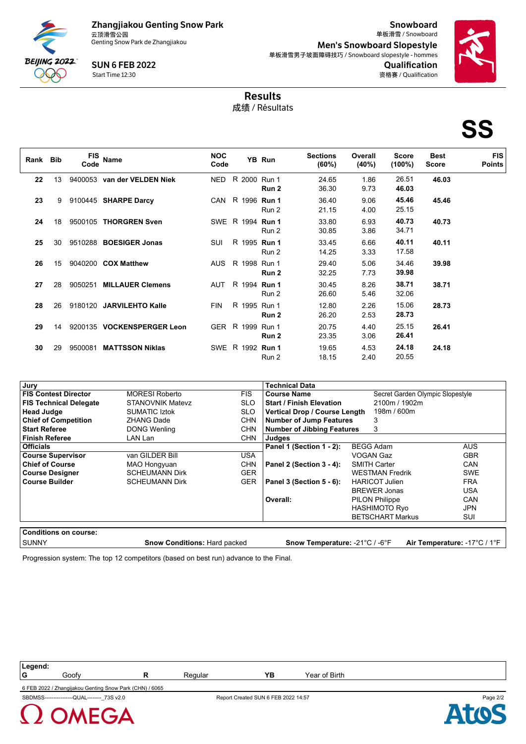**Zhangjiakou Genting Snow Park**
云顶滑雪公园
Genting Snow Park de Zhangjiakou

**SUN 6 FEB 2022**
Start Time 12:30

**Snowboard**
单板滑雪 / Snowboard

**Men's Snowboard Slopestyle**
单板滑雪男子坡面障碍技巧 / Snowboard slopestyle - hommes

**Qualification**
资格赛 / Qualification

# Results
成绩 / Résultats

**SS**

| Rank | Bib | FIS Code | Name | NOC Code | | YB | Run | Sections (60%) | Overall (40%) | Score (100%) | Best Score | FIS Points |
|---|---|---|---|---|---|---|---|---|---|---|---|---|
| 22 | 13 | 9400053 | **van der VELDEN Niek** | NED | R | 2000 | Run 1 | 24.65 | 1.86 | 26.51 | **46.03** | |
| | | | | | | | **Run 2** | 36.30 | 9.73 | **46.03** | | |
| 23 | 9 | 9100445 | **SHARPE Darcy** | CAN | R | 1996 | **Run 1** | 36.40 | 9.06 | **45.46** | **45.46** | |
| | | | | | | | Run 2 | 21.15 | 4.00 | 25.15 | | |
| 24 | 18 | 9500105 | **THORGREN Sven** | SWE | R | 1994 | **Run 1** | 33.80 | 6.93 | **40.73** | **40.73** | |
| | | | | | | | Run 2 | 30.85 | 3.86 | 34.71 | | |
| 25 | 30 | 9510288 | **BOESIGER Jonas** | SUI | R | 1995 | **Run 1** | 33.45 | 6.66 | **40.11** | **40.11** | |
| | | | | | | | Run 2 | 14.25 | 3.33 | 17.58 | | |
| 26 | 15 | 9040200 | **COX Matthew** | AUS | R | 1998 | Run 1 | 29.40 | 5.06 | 34.46 | **39.98** | |
| | | | | | | | **Run 2** | 32.25 | 7.73 | **39.98** | | |
| 27 | 28 | 9050251 | **MILLAUER Clemens** | AUT | R | 1994 | **Run 1** | 30.45 | 8.26 | **38.71** | **38.71** | |
| | | | | | | | Run 2 | 26.60 | 5.46 | 32.06 | | |
| 28 | 26 | 9180120 | **JARVILEHTO Kalle** | FIN | R | 1995 | Run 1 | 12.80 | 2.26 | 15.06 | **28.73** | |
| | | | | | | | **Run 2** | 26.20 | 2.53 | **28.73** | | |
| 29 | 14 | 9200135 | **VOCKENSPERGER Leon** | GER | R | 1999 | Run 1 | 20.75 | 4.40 | 25.15 | **26.41** | |
| | | | | | | | **Run 2** | 23.35 | 3.06 | **26.41** | | |
| 30 | 29 | 9500081 | **MATTSSON Niklas** | SWE | R | 1992 | **Run 1** | 19.65 | 4.53 | **24.18** | **24.18** | |
| | | | | | | | Run 2 | 18.15 | 2.40 | 20.55 | | |

| **Jury** | | |
|---|---|---|
| **FIS Contest Director** | MORESI Roberto | FIS |
| **FIS Technical Delegate** | STANOVNIK Matevz | SLO |
| **Head Judge** | SUMATIC Iztok | SLO |
| **Chief of Competition** | ZHANG Dade | CHN |
| **Start Referee** | DONG Wenling | CHN |
| **Finish Referee** | LAN Lan | CHN |
| **Officials** | | |
| **Course Supervisor** | van GILDER Bill | USA |
| **Chief of Course** | MAO Hongyuan | CHN |
| **Course Designer** | SCHEUMANN Dirk | GER |
| **Course Builder** | SCHEUMANN Dirk | GER |

| **Technical Data** | | |
|---|---|---|
| **Course Name** | Secret Garden Olympic Slopestyle | |
| **Start / Finish Elevation** | 2100m / 1902m | |
| **Vertical Drop / Course Length** | 198m / 600m | |
| **Number of Jump Features** | 3 | |
| **Number of Jibbing Features** | 3 | |
| **Judges** | | |
| **Panel 1 (Section 1 - 2):** | BEGG Adam | AUS |
| | VOGAN Gaz | GBR |
| **Panel 2 (Section 3 - 4):** | SMITH Carter | CAN |
| | WESTMAN Fredrik | SWE |
| **Panel 3 (Section 5 - 6):** | HARICOT Julien | FRA |
| | BREWER Jonas | USA |
| **Overall:** | PILON Philippe | CAN |
| | HASHIMOTO Ryo | JPN |
| | BETSCHART Markus | SUI |

**Conditions on course:**
SUNNY | **Snow Conditions:** Hard packed | **Snow Temperature:** -21°C / -6°F | **Air Temperature:** -17°C / 1°F

Progression system: The top 12 competitors (based on best run) advance to the Final.

**Legend:**
**G** Goofy | **R** Regular | **YB** Year of Birth

6 FEB 2022 / Zhangjiakou Genting Snow Park (CHN) / 6065
SBDMSS----------------QUAL--------_73S v2.0 | Report Created SUN 6 FEB 2022 14:57